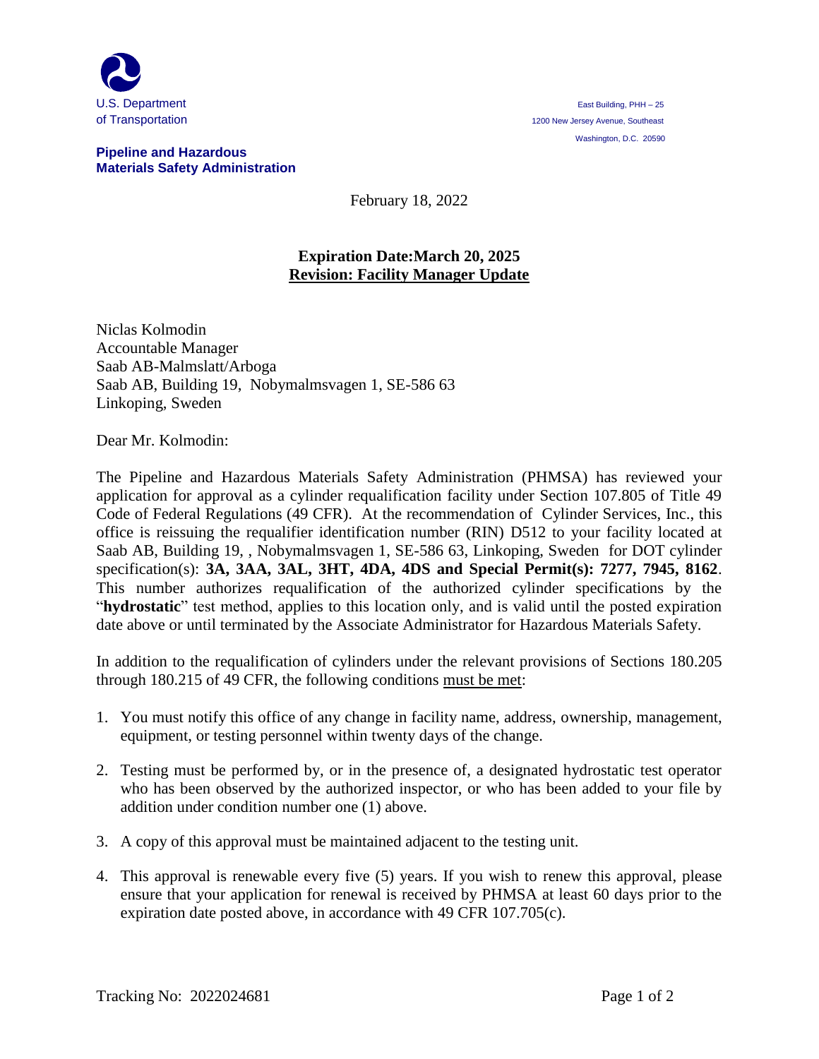U.S. Department
of Transportation

**Pipeline and Hazardous Materials Safety Administration**

East Building, PHH – 25
1200 New Jersey Avenue, Southeast
Washington, D.C. 20590

February 18, 2022

**Expiration Date:March 20, 2025**
**Revision: Facility Manager Update**

Niclas Kolmodin
Accountable Manager
Saab AB-Malmslatt/Arboga
Saab AB, Building 19, Nobymalmsvagen 1, SE-586 63
Linkoping, Sweden

Dear Mr. Kolmodin:

The Pipeline and Hazardous Materials Safety Administration (PHMSA) has reviewed your application for approval as a cylinder requalification facility under Section 107.805 of Title 49 Code of Federal Regulations (49 CFR). At the recommendation of Cylinder Services, Inc., this office is reissuing the requalifier identification number (RIN) D512 to your facility located at Saab AB, Building 19, , Nobymalmsvagen 1, SE-586 63, Linkoping, Sweden for DOT cylinder specification(s): **3A, 3AA, 3AL, 3HT, 4DA, 4DS and Special Permit(s): 7277, 7945, 8162**. This number authorizes requalification of the authorized cylinder specifications by the "**hydrostatic**" test method, applies to this location only, and is valid until the posted expiration date above or until terminated by the Associate Administrator for Hazardous Materials Safety.

In addition to the requalification of cylinders under the relevant provisions of Sections 180.205 through 180.215 of 49 CFR, the following conditions must be met:

1. You must notify this office of any change in facility name, address, ownership, management, equipment, or testing personnel within twenty days of the change.
2. Testing must be performed by, or in the presence of, a designated hydrostatic test operator who has been observed by the authorized inspector, or who has been added to your file by addition under condition number one (1) above.
3. A copy of this approval must be maintained adjacent to the testing unit.
4. This approval is renewable every five (5) years. If you wish to renew this approval, please ensure that your application for renewal is received by PHMSA at least 60 days prior to the expiration date posted above, in accordance with 49 CFR 107.705(c).

Tracking No: 2022024681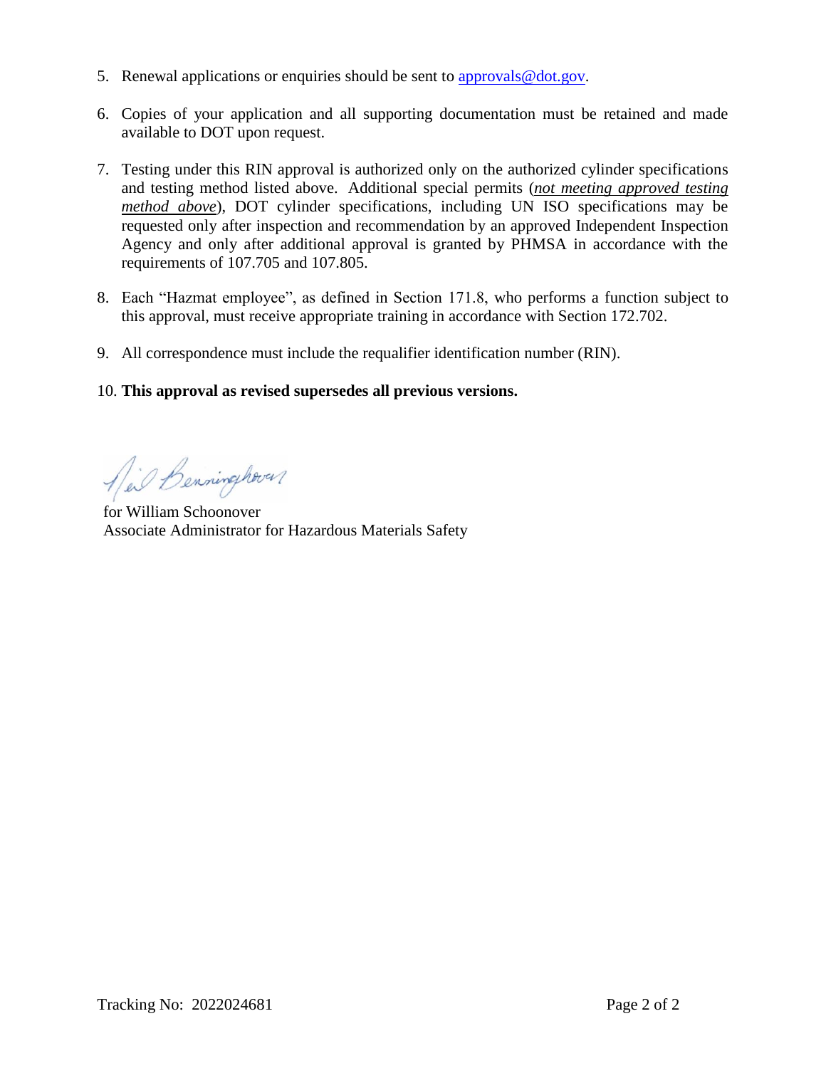5. Renewal applications or enquiries should be sent to approvals@dot.gov.

6. Copies of your application and all supporting documentation must be retained and made available to DOT upon request.

7. Testing under this RIN approval is authorized only on the authorized cylinder specifications and testing method listed above. Additional special permits (***not meeting approved testing method above***), DOT cylinder specifications, including UN ISO specifications may be requested only after inspection and recommendation by an approved Independent Inspection Agency and only after additional approval is granted by PHMSA in accordance with the requirements of 107.705 and 107.805.

8. Each "Hazmat employee", as defined in Section 171.8, who performs a function subject to this approval, must receive appropriate training in accordance with Section 172.702.

9. All correspondence must include the requalifier identification number (RIN).

10. **This approval as revised supersedes all previous versions.**

Neil Benninghoven

for William Schoonover
Associate Administrator for Hazardous Materials Safety

Tracking No: 2022024681